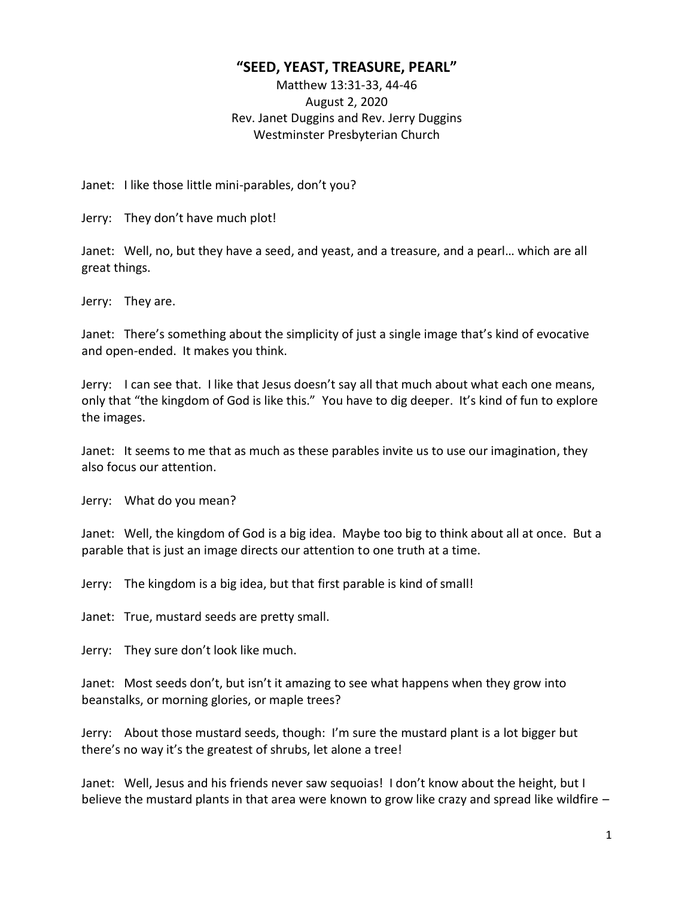# "SEED, YEAST, TREASURE, PEARL"

Matthew 13:31-33, 44-46
August 2, 2020
Rev. Janet Duggins and Rev. Jerry Duggins
Westminster Presbyterian Church

Janet: I like those little mini-parables, don't you?

Jerry: They don't have much plot!

Janet: Well, no, but they have a seed, and yeast, and a treasure, and a pearl… which are all great things.

Jerry: They are.

Janet: There's something about the simplicity of just a single image that's kind of evocative and open-ended. It makes you think.

Jerry: I can see that. I like that Jesus doesn't say all that much about what each one means, only that "the kingdom of God is like this." You have to dig deeper. It's kind of fun to explore the images.

Janet: It seems to me that as much as these parables invite us to use our imagination, they also focus our attention.

Jerry: What do you mean?

Janet: Well, the kingdom of God is a big idea. Maybe too big to think about all at once. But a parable that is just an image directs our attention to one truth at a time.

Jerry: The kingdom is a big idea, but that first parable is kind of small!

Janet: True, mustard seeds are pretty small.

Jerry: They sure don't look like much.

Janet: Most seeds don't, but isn't it amazing to see what happens when they grow into beanstalks, or morning glories, or maple trees?

Jerry: About those mustard seeds, though: I'm sure the mustard plant is a lot bigger but there's no way it's the greatest of shrubs, let alone a tree!

Janet: Well, Jesus and his friends never saw sequoias! I don't know about the height, but I believe the mustard plants in that area were known to grow like crazy and spread like wildfire –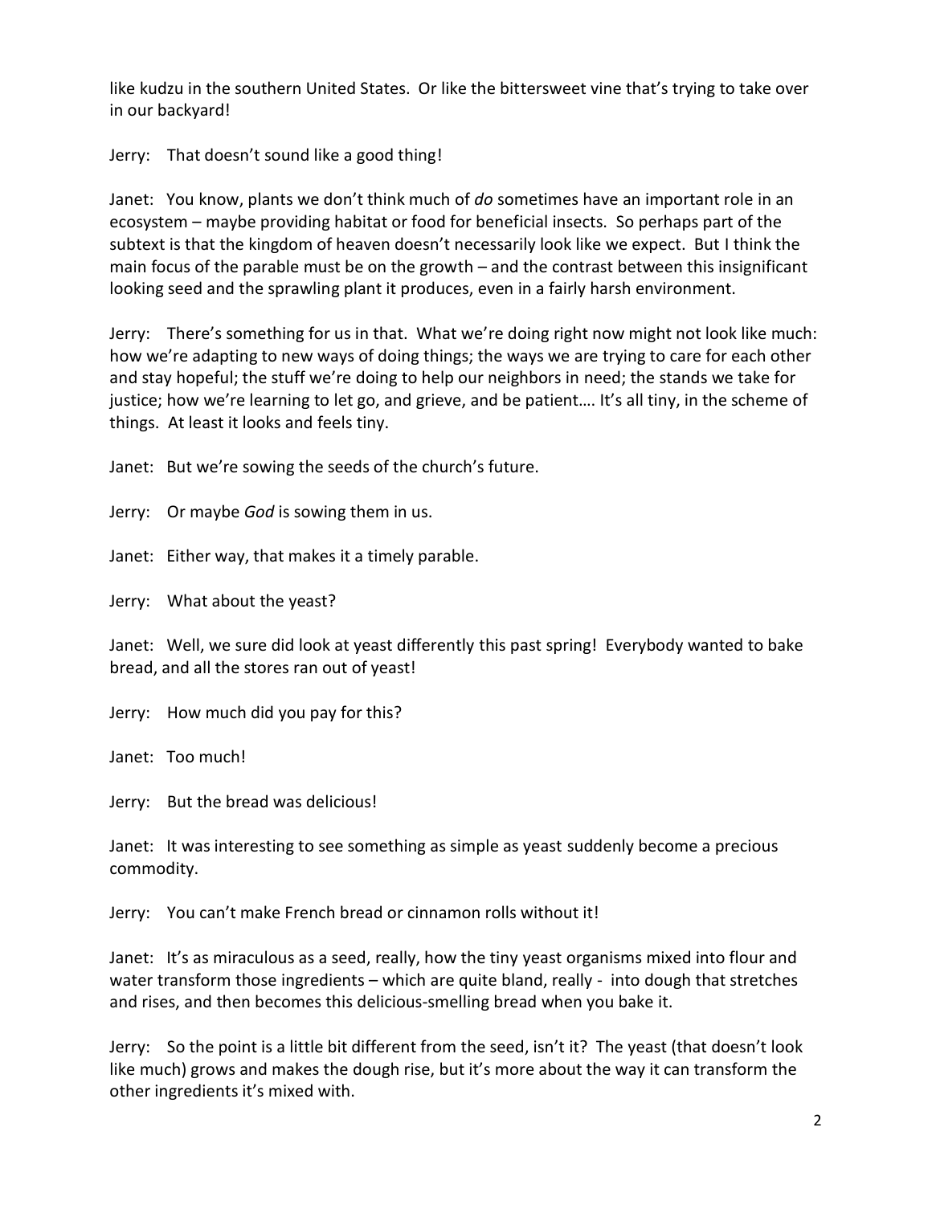like kudzu in the southern United States. Or like the bittersweet vine that's trying to take over in our backyard!

Jerry: That doesn't sound like a good thing!

Janet: You know, plants we don't think much of *do* sometimes have an important role in an ecosystem – maybe providing habitat or food for beneficial insects. So perhaps part of the subtext is that the kingdom of heaven doesn't necessarily look like we expect. But I think the main focus of the parable must be on the growth – and the contrast between this insignificant looking seed and the sprawling plant it produces, even in a fairly harsh environment.

Jerry: There's something for us in that. What we're doing right now might not look like much: how we're adapting to new ways of doing things; the ways we are trying to care for each other and stay hopeful; the stuff we're doing to help our neighbors in need; the stands we take for justice; how we're learning to let go, and grieve, and be patient…. It's all tiny, in the scheme of things. At least it looks and feels tiny.

Janet: But we're sowing the seeds of the church's future.

Jerry: Or maybe *God* is sowing them in us.

Janet: Either way, that makes it a timely parable.

Jerry: What about the yeast?

Janet: Well, we sure did look at yeast differently this past spring! Everybody wanted to bake bread, and all the stores ran out of yeast!

Jerry: How much did you pay for this?

Janet: Too much!

Jerry: But the bread was delicious!

Janet: It was interesting to see something as simple as yeast suddenly become a precious commodity.

Jerry: You can't make French bread or cinnamon rolls without it!

Janet: It's as miraculous as a seed, really, how the tiny yeast organisms mixed into flour and water transform those ingredients – which are quite bland, really - into dough that stretches and rises, and then becomes this delicious-smelling bread when you bake it.

Jerry: So the point is a little bit different from the seed, isn't it? The yeast (that doesn't look like much) grows and makes the dough rise, but it's more about the way it can transform the other ingredients it's mixed with.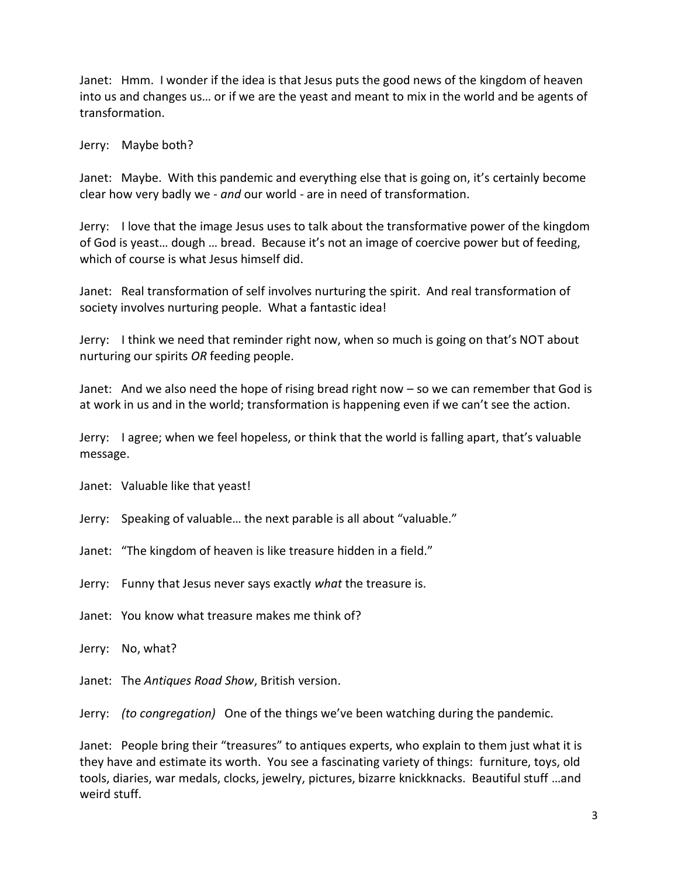Janet: Hmm. I wonder if the idea is that Jesus puts the good news of the kingdom of heaven into us and changes us… or if we are the yeast and meant to mix in the world and be agents of transformation.

Jerry: Maybe both?

Janet: Maybe. With this pandemic and everything else that is going on, it's certainly become clear how very badly we - *and* our world - are in need of transformation.

Jerry: I love that the image Jesus uses to talk about the transformative power of the kingdom of God is yeast… dough … bread. Because it's not an image of coercive power but of feeding, which of course is what Jesus himself did.

Janet: Real transformation of self involves nurturing the spirit. And real transformation of society involves nurturing people. What a fantastic idea!

Jerry: I think we need that reminder right now, when so much is going on that's NOT about nurturing our spirits *OR* feeding people.

Janet: And we also need the hope of rising bread right now – so we can remember that God is at work in us and in the world; transformation is happening even if we can't see the action.

Jerry: I agree; when we feel hopeless, or think that the world is falling apart, that's valuable message.

Janet: Valuable like that yeast!

Jerry: Speaking of valuable… the next parable is all about "valuable."

Janet: "The kingdom of heaven is like treasure hidden in a field."

Jerry: Funny that Jesus never says exactly *what* the treasure is.

Janet: You know what treasure makes me think of?

Jerry: No, what?

Janet: The *Antiques Road Show*, British version.

Jerry: *(to congregation)* One of the things we've been watching during the pandemic.

Janet: People bring their "treasures" to antiques experts, who explain to them just what it is they have and estimate its worth. You see a fascinating variety of things: furniture, toys, old tools, diaries, war medals, clocks, jewelry, pictures, bizarre knickknacks. Beautiful stuff …and weird stuff.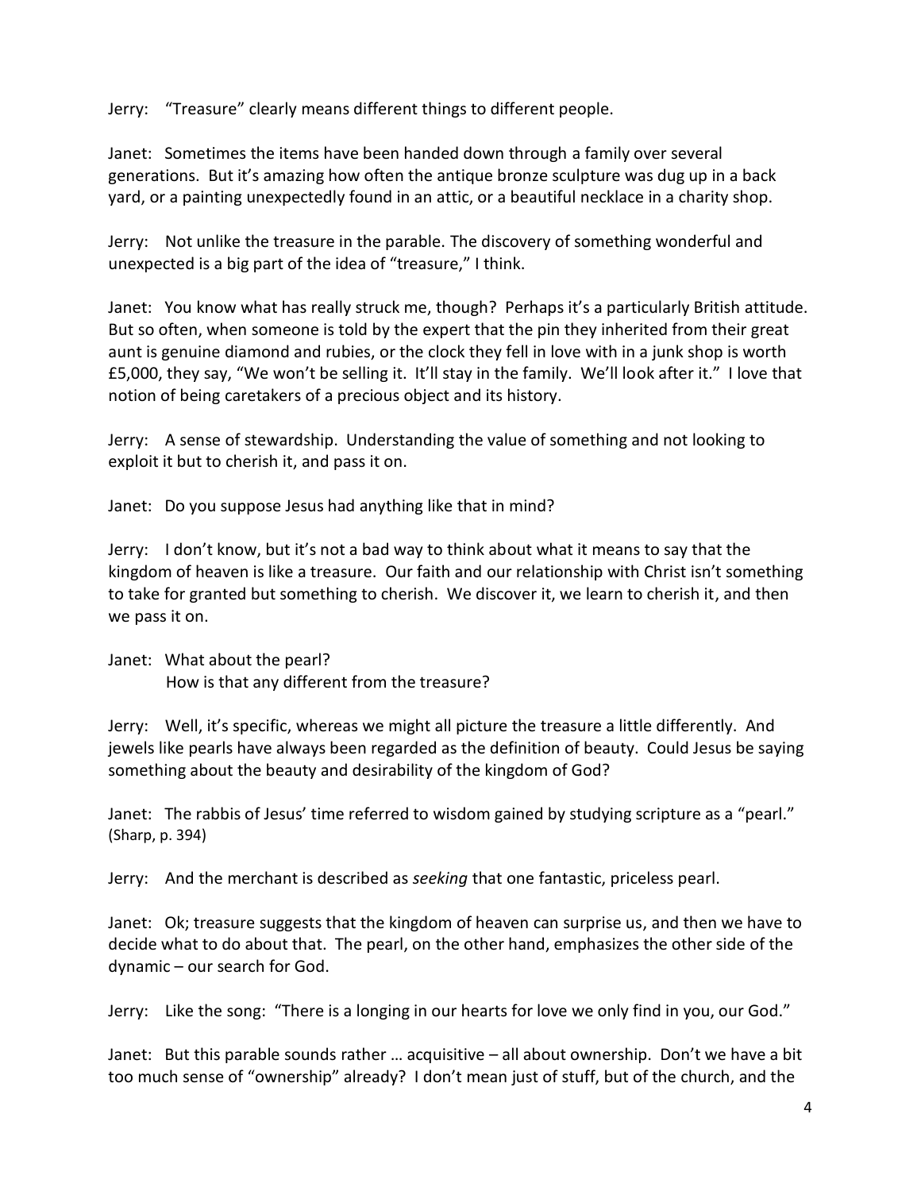Jerry: "Treasure" clearly means different things to different people.

Janet: Sometimes the items have been handed down through a family over several generations. But it's amazing how often the antique bronze sculpture was dug up in a back yard, or a painting unexpectedly found in an attic, or a beautiful necklace in a charity shop.

Jerry: Not unlike the treasure in the parable. The discovery of something wonderful and unexpected is a big part of the idea of "treasure," I think.

Janet: You know what has really struck me, though? Perhaps it's a particularly British attitude. But so often, when someone is told by the expert that the pin they inherited from their great aunt is genuine diamond and rubies, or the clock they fell in love with in a junk shop is worth £5,000, they say, "We won't be selling it. It'll stay in the family. We'll look after it." I love that notion of being caretakers of a precious object and its history.

Jerry: A sense of stewardship. Understanding the value of something and not looking to exploit it but to cherish it, and pass it on.

Janet: Do you suppose Jesus had anything like that in mind?

Jerry: I don't know, but it's not a bad way to think about what it means to say that the kingdom of heaven is like a treasure. Our faith and our relationship with Christ isn't something to take for granted but something to cherish. We discover it, we learn to cherish it, and then we pass it on.

Janet: What about the pearl?
How is that any different from the treasure?

Jerry: Well, it's specific, whereas we might all picture the treasure a little differently. And jewels like pearls have always been regarded as the definition of beauty. Could Jesus be saying something about the beauty and desirability of the kingdom of God?

Janet: The rabbis of Jesus' time referred to wisdom gained by studying scripture as a "pearl." (Sharp, p. 394)

Jerry: And the merchant is described as *seeking* that one fantastic, priceless pearl.

Janet: Ok; treasure suggests that the kingdom of heaven can surprise us, and then we have to decide what to do about that. The pearl, on the other hand, emphasizes the other side of the dynamic – our search for God.

Jerry: Like the song: "There is a longing in our hearts for love we only find in you, our God."

Janet: But this parable sounds rather … acquisitive – all about ownership. Don't we have a bit too much sense of "ownership" already? I don't mean just of stuff, but of the church, and the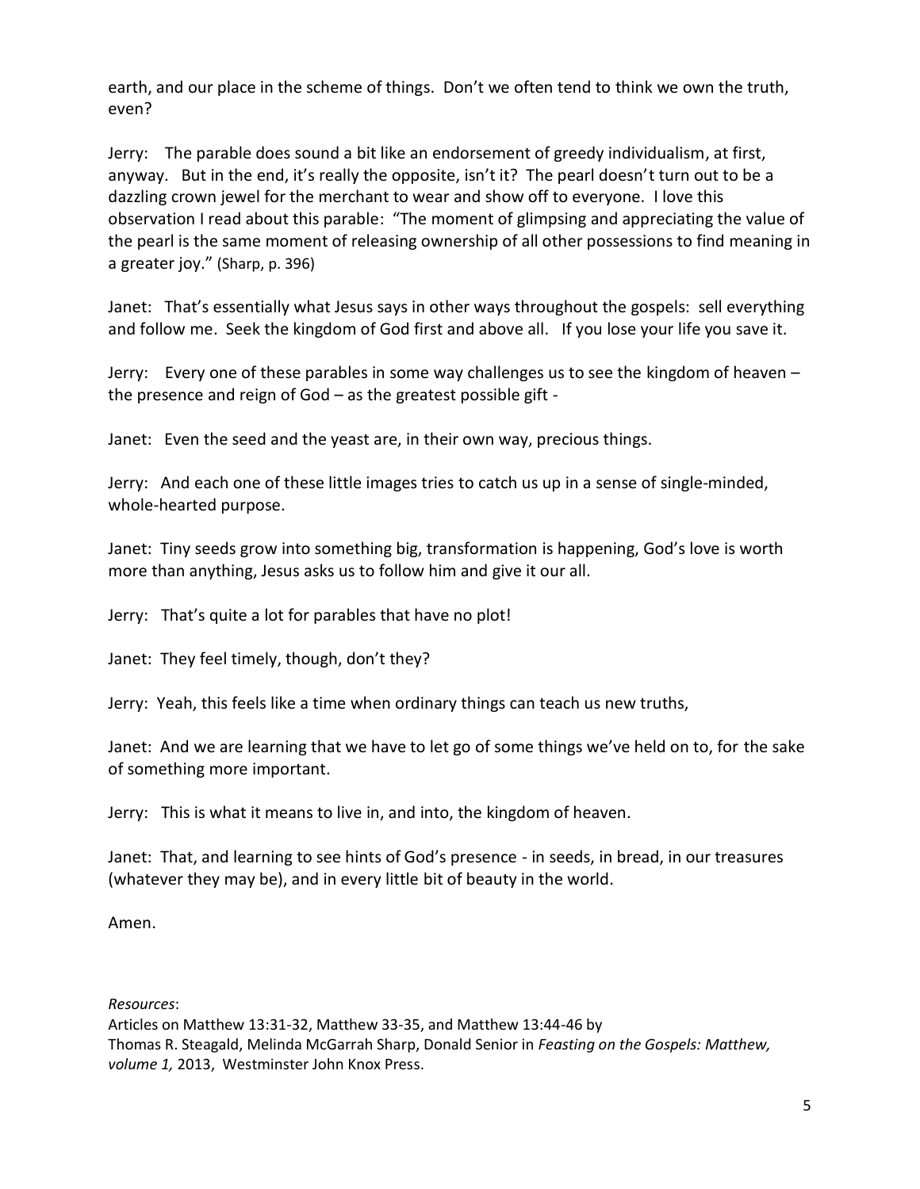earth, and our place in the scheme of things. Don't we often tend to think we own the truth, even?

Jerry: The parable does sound a bit like an endorsement of greedy individualism, at first, anyway. But in the end, it's really the opposite, isn't it? The pearl doesn't turn out to be a dazzling crown jewel for the merchant to wear and show off to everyone. I love this observation I read about this parable: "The moment of glimpsing and appreciating the value of the pearl is the same moment of releasing ownership of all other possessions to find meaning in a greater joy." (Sharp, p. 396)

Janet: That's essentially what Jesus says in other ways throughout the gospels: sell everything and follow me. Seek the kingdom of God first and above all. If you lose your life you save it.

Jerry: Every one of these parables in some way challenges us to see the kingdom of heaven – the presence and reign of God – as the greatest possible gift -

Janet: Even the seed and the yeast are, in their own way, precious things.

Jerry: And each one of these little images tries to catch us up in a sense of single-minded, whole-hearted purpose.

Janet: Tiny seeds grow into something big, transformation is happening, God's love is worth more than anything, Jesus asks us to follow him and give it our all.

Jerry: That's quite a lot for parables that have no plot!

Janet: They feel timely, though, don't they?

Jerry: Yeah, this feels like a time when ordinary things can teach us new truths,

Janet: And we are learning that we have to let go of some things we've held on to, for the sake of something more important.

Jerry: This is what it means to live in, and into, the kingdom of heaven.

Janet: That, and learning to see hints of God's presence - in seeds, in bread, in our treasures (whatever they may be), and in every little bit of beauty in the world.

Amen.

*Resources*:
Articles on Matthew 13:31-32, Matthew 33-35, and Matthew 13:44-46 by Thomas R. Steagald, Melinda McGarrah Sharp, Donald Senior in *Feasting on the Gospels: Matthew, volume 1,* 2013, Westminster John Knox Press.